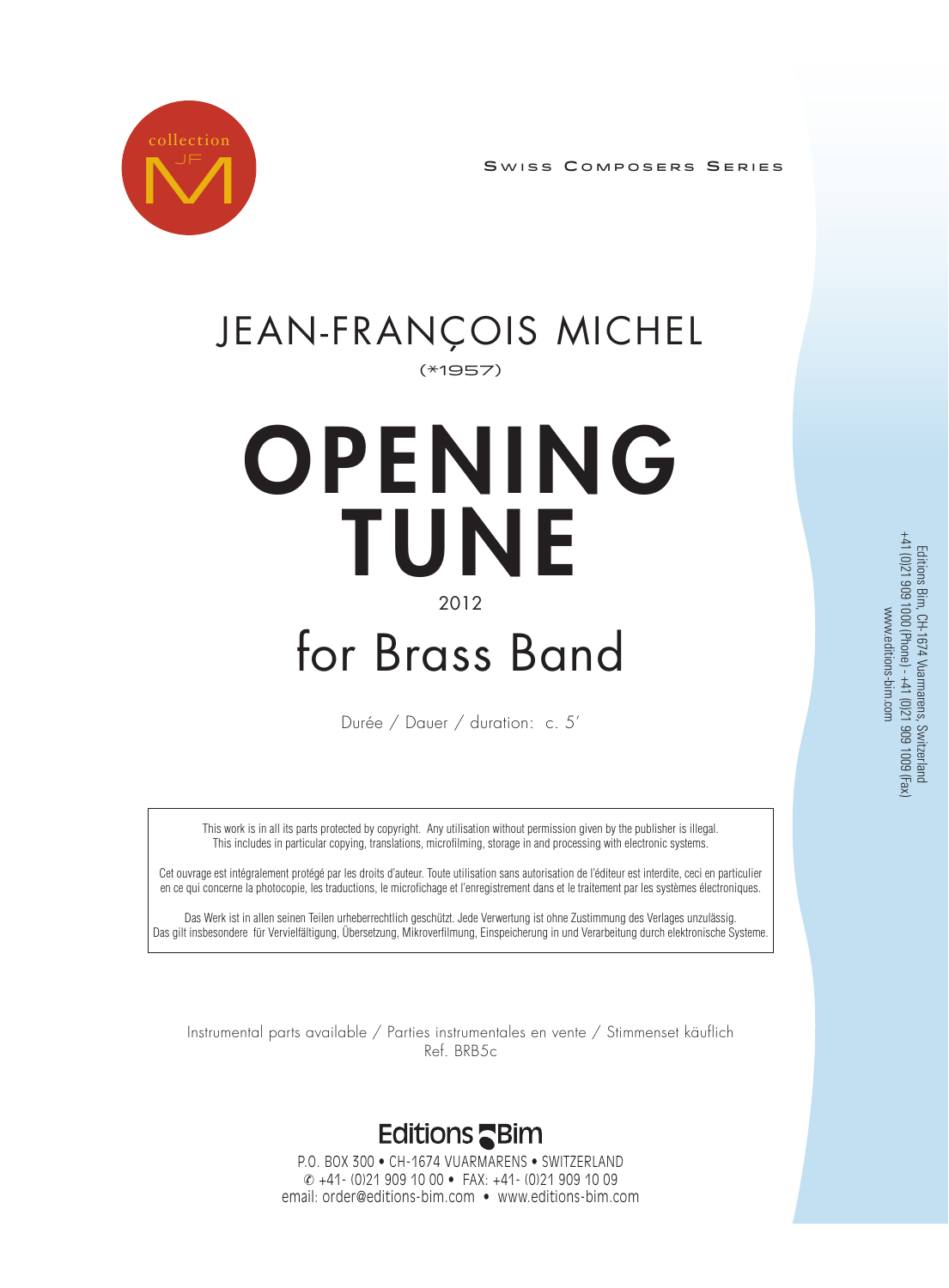collection JF M

Swiss Composers Series

# JEAN-FRANÇOIS MICHEL

(*1957)

# OPENING TUNE

2012

## for Brass Band

Durée / Dauer / duration: c. 5'

This work is in all its parts protected by copyright. Any utilisation without permission given by the publisher is illegal. This includes in particular copying, translations, microfilming, storage in and processing with electronic systems.

Cet ouvrage est intégralement protégé par les droits d'auteur. Toute utilisation sans autorisation de l'éditeur est interdite, ceci en particulier en ce qui concerne la photocopie, les traductions, le microfichage et l'enregistrement dans et le traitement par les systèmes électroniques.

Das Werk ist in allen seinen Teilen urheberrechtlich geschützt. Jede Verwertung ist ohne Zustimmung des Verlages unzulässig. Das gilt insbesondere für Vervielfältigung, Übersetzung, Mikroverfilmung, Einspeicherung in und Verarbeitung durch elektronische Systeme.

Instrumental parts available / Parties instrumentales en vente / Stimmenset käuflich
Ref. BRB5c

Editions Bim

P.O. BOX 300 • CH-1674 VUARMARENS • SWITZERLAND
✆ +41- (0)21 909 10 00 • FAX: +41- (0)21 909 10 09
email: order@editions-bim.com • www.editions-bim.com

Editions Bim, CH-1674 Vuarmarens, Switzerland
+41 (0)21 909 1000 (Phone) - +41 (0)21 909 1009 (Fax)
www.editions-bim.com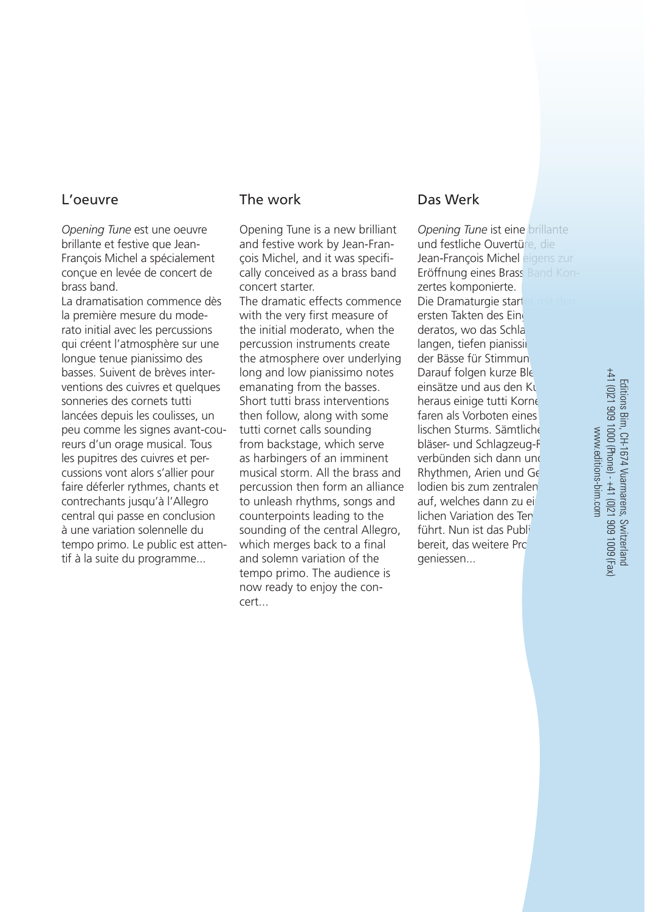## L'oeuvre

*Opening Tune* est une oeuvre brillante et festive que Jean-François Michel a spécialement conçue en levée de concert de brass band.

La dramatisation commence dès la première mesure du moderato initial avec les percussions qui créent l'atmosphère sur une longue tenue pianissimo des basses. Suivent de brèves interventions des cuivres et quelques sonneries des cornets tutti lancées depuis les coulisses, un peu comme les signes avant-coureurs d'un orage musical. Tous les pupitres des cuivres et percussions vont alors s'allier pour faire déferler rythmes, chants et contrechants jusqu'à l'Allegro central qui passe en conclusion à une variation solennelle du tempo primo. Le public est attentif à la suite du programme...

## The work

Opening Tune is a new brilliant and festive work by Jean-François Michel, and it was specifically conceived as a brass band concert starter.

The dramatic effects commence with the very first measure of the initial moderato, when the percussion instruments create the atmosphere over underlying long and low pianissimo notes emanating from the basses. Short tutti brass interventions then follow, along with some tutti cornet calls sounding from backstage, which serve as harbingers of an imminent musical storm. All the brass and percussion then form an alliance to unleash rhythms, songs and counterpoints leading to the sounding of the central Allegro, which merges back to a final and solemn variation of the tempo primo. The audience is now ready to enjoy the concert...

## Das Werk

*Opening Tune* ist eine brillante und festliche Ouvertüre, die Jean-François Michel eigens zur Eröffnung eines Brass Band Konzertes komponierte.

Die Dramaturgie startet mit den ersten Takten des Ein... deratos, wo das Schla... langen, tiefen pianissi... der Bässe für Stimmun... Darauf folgen kurze Ble... einsätze und aus den Ku... heraus einige tutti Korne... faren als Vorboten eines ... lischen Sturms. Sämtliche ... bläser- und Schlagzeug-R... verbünden sich dann und ... Rhythmen, Arien und Ge... lodien bis zum zentralen ... auf, welches dann zu ei... lichen Variation des Ten... führt. Nun ist das Publi... bereit, das weitere Pro... geniessen...

Editions Bim, CH-1674 Vuarmarens, Switzerland
+41 (0)21 909 1000 (Phone) - +41 (0)21 909 1009 (Fax)
www.editions-bim.com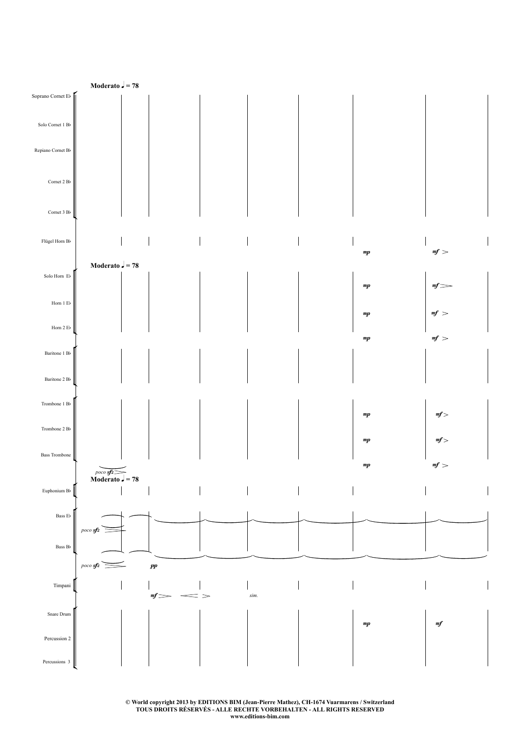© World copyright 2013 by EDITIONS BIM (Jean-Pierre Mathez), CH-1674 Vuarmarens / Switzerland
TOUS DROITS RÉSERVÉS - ALLE RECHTE VORBEHALTEN - ALL RIGHTS RESERVED
www.editions-bim.com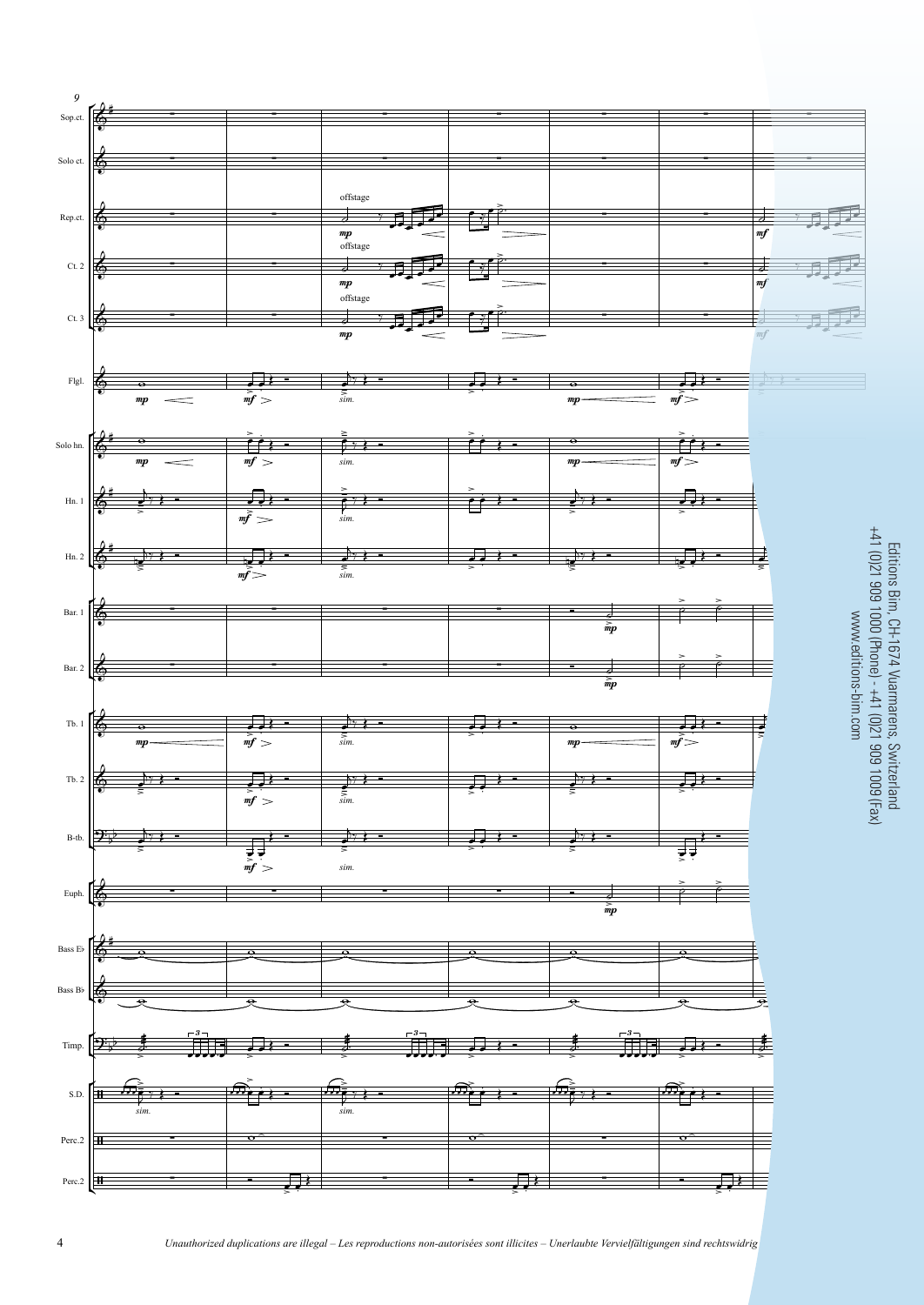Editions Bim, CH-1674 Vuarmarens, Switzerland
+41 (0)21 909 1000 (Phone) - +41 (0)21 909 1009 (Fax)
www.editions-bim.com

*Unauthorized duplications are illegal – Les reproductions non-autorisées sont illicites – Unerlaubte Vervielfältigungen sind rechtswidrig*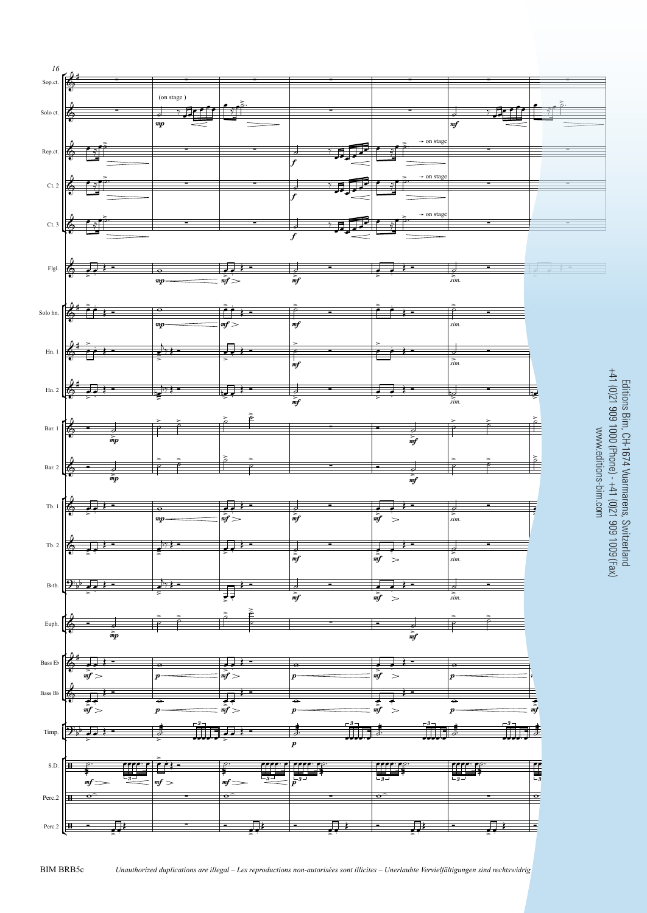Editions Bim, CH-1674 Vuarmarens, Switzerland
+41 (0)21 909 1000 (Phone) - +41 (0)21 909 1009 (Fax)
www.editions-bim.com

BIM BRB5c

*Unauthorized duplications are illegal – Les reproductions non-autorisées sont illicites – Unerlaubte Vervielfältigungen sind rechtswidrig*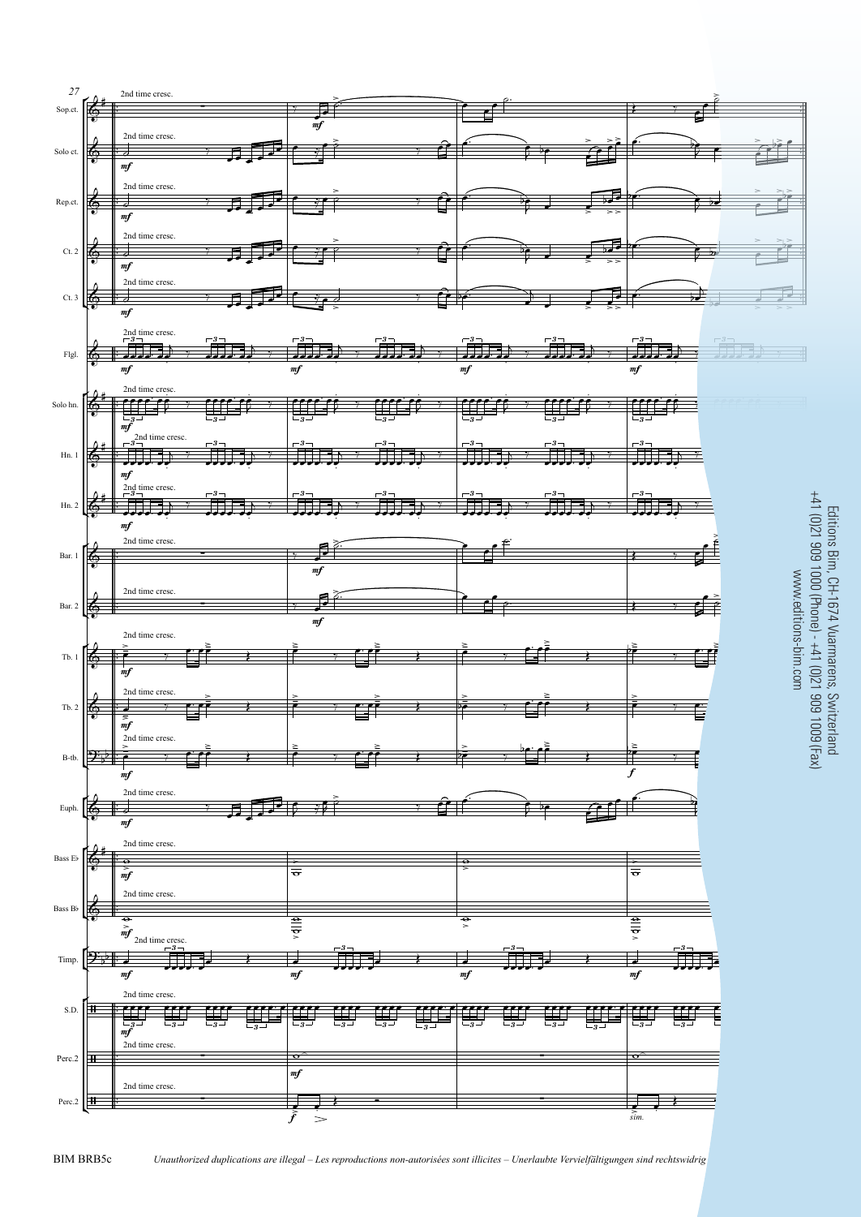Editions Bim, CH-1674 Vuarmarens, Switzerland
+41 (0)21 909 1000 (Phone) - +41 (0)21 909 1009 (Fax)
www.editions-bim.com

*Unauthorized duplications are illegal – Les reproductions non-autorisées sont illicites – Unerlaubte Vervielfältigungen sind rechtswidrig*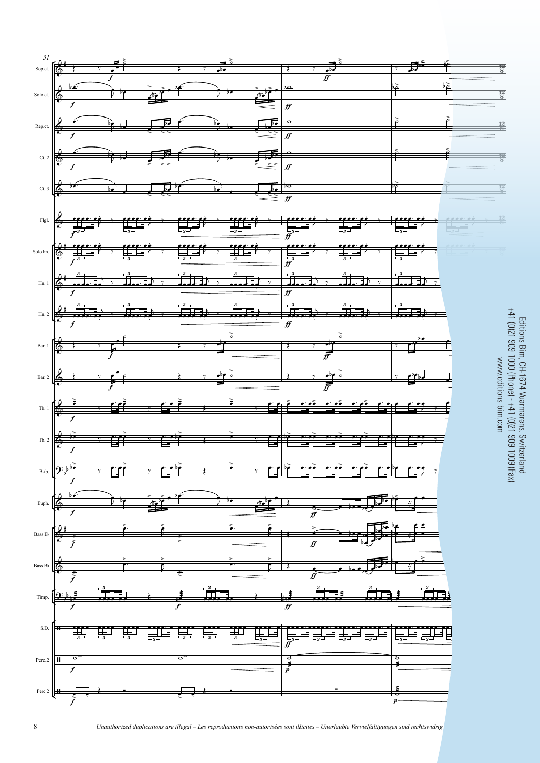Editions Bim, CH-1674 Vuarmarens, Switzerland
+41 (0)21 909 1000 (Phone) - +41 (0)21 909 1009 (Fax)
www.editions-bim.com

*Unauthorized duplications are illegal – Les reproductions non-autorisées sont illicites – Unerlaubte Vervielfältigungen sind rechtswidrig*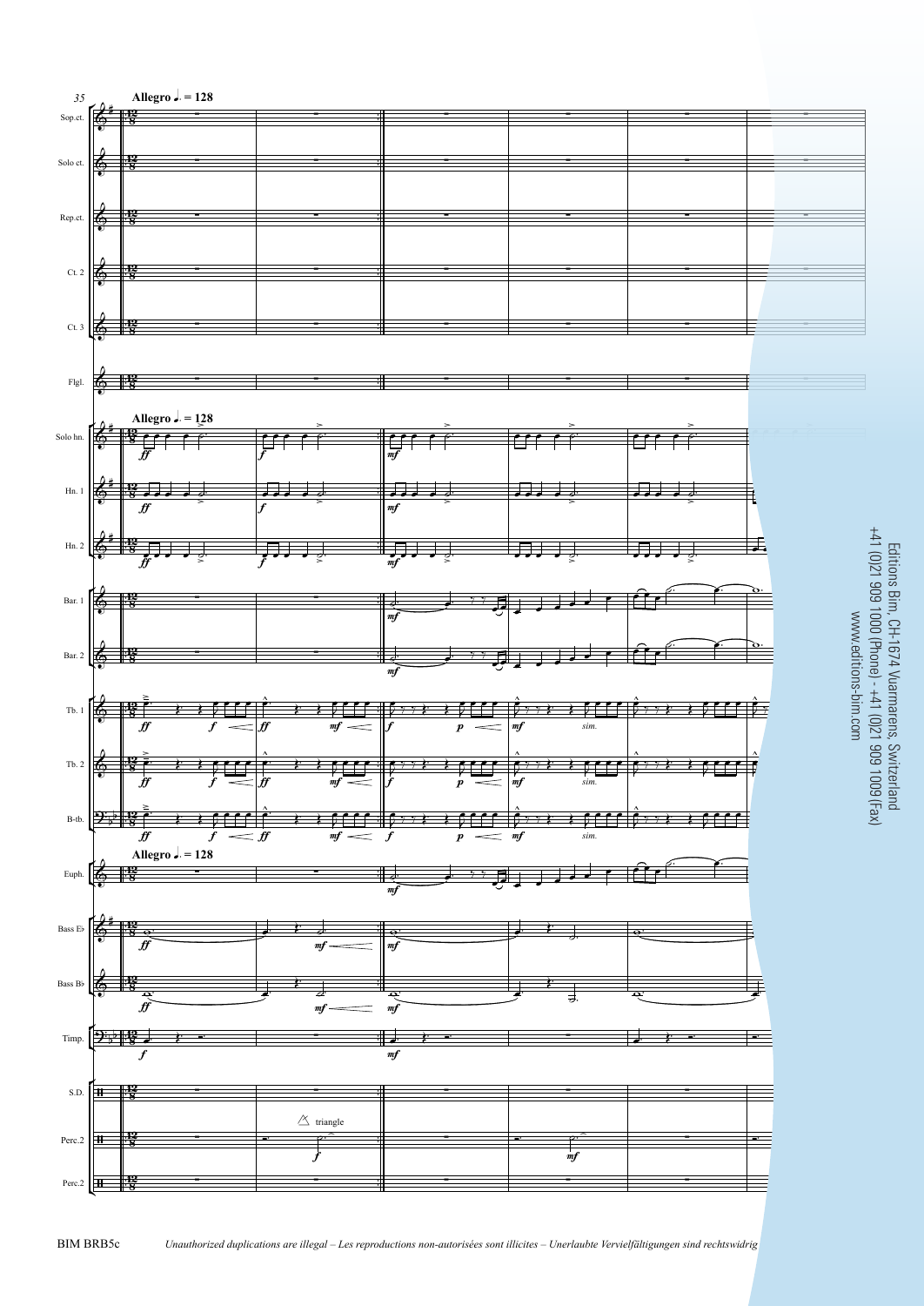Allegro ♩. = 128

Sop.ct.

Solo ct.

Rep.ct.

Ct. 2

Ct. 3

Flgl.

Solo hn.

Hn. 1

Hn. 2

Bar. 1

Bar. 2

Tb. 1

Tb. 2

B-tb.

Euph.

Bass E♭

Bass B♭

Timp.

S.D.

Perc.2

Perc.2

triangle

*sim.*

Editions Bim, CH-1674 Vuarmarens, Switzerland
+41 (0)21 909 1000 (Phone) - +41 (0)21 909 1009 (Fax)
www.editions-bim.com

BIM BRB5c

*Unauthorized duplications are illegal – Les reproductions non-autorisées sont illicites – Unerlaubte Vervielfältigungen sind rechtswidrig*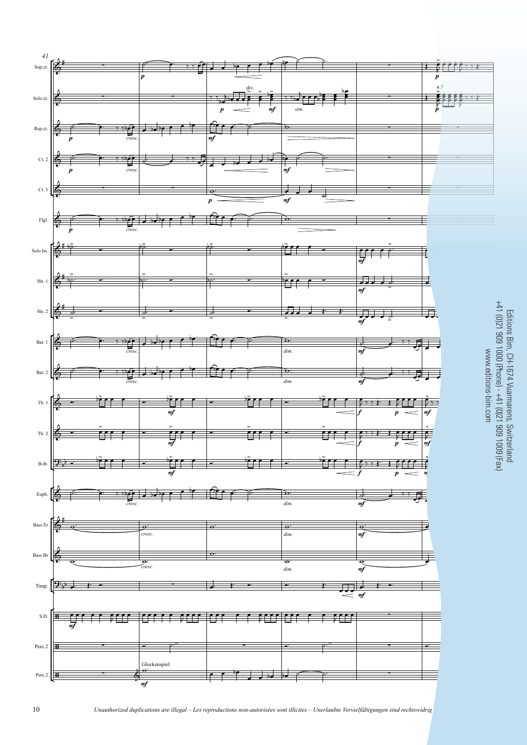Editions Bim, CH-1674 Vuarmarens, Switzerland
+41 (0)21 909 1000 (Phone) - +41 (0)21 909 1009 (Fax)
www.editions-bim.com

*Unauthorized duplications are illegal – Les reproductions non-autorisées sont illicites – Unerlaubte Vervielfältigungen sind rechtswidrig*